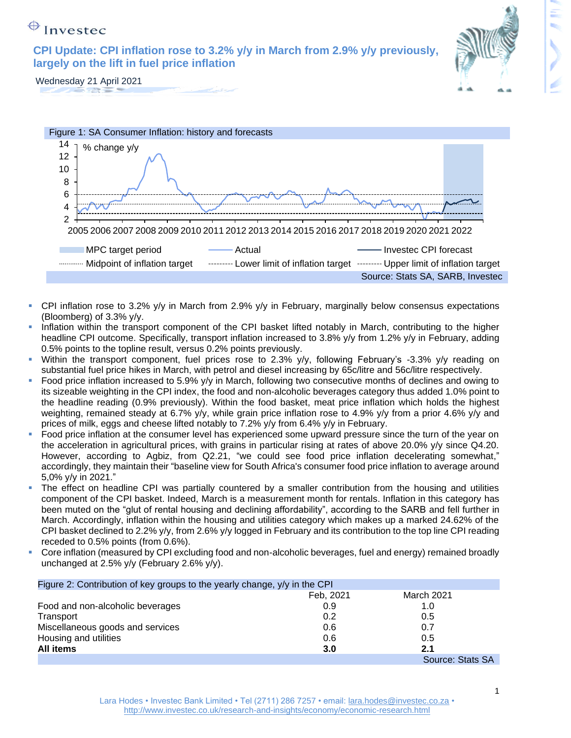Investec

# CPI Update: CPI inflation rose to 3.2% y/y in March from 2.9% y/y previously, largely on the lift in fuel price inflation

Wednesday 21 April 2021

Figure 1: SA Consumer Inflation: history and forecasts

Source: Stats SA, SARB, Investec

- CPI inflation rose to 3.2% y/y in March from 2.9% y/y in February, marginally below consensus expectations (Bloomberg) of 3.3% y/y.
- Inflation within the transport component of the CPI basket lifted notably in March, contributing to the higher headline CPI outcome. Specifically, transport inflation increased to 3.8% y/y from 1.2% y/y in February, adding 0.5% points to the topline result, versus 0.2% points previously.
- Within the transport component, fuel prices rose to 2.3% y/y, following February's -3.3% y/y reading on substantial fuel price hikes in March, with petrol and diesel increasing by 65c/litre and 56c/litre respectively.
- Food price inflation increased to 5.9% y/y in March, following two consecutive months of declines and owing to its sizeable weighting in the CPI index, the food and non-alcoholic beverages category thus added 1.0% point to the headline reading (0.9% previously). Within the food basket, meat price inflation which holds the highest weighting, remained steady at 6.7% y/y, while grain price inflation rose to 4.9% y/y from a prior 4.6% y/y and prices of milk, eggs and cheese lifted notably to 7.2% y/y from 6.4% y/y in February.
- Food price inflation at the consumer level has experienced some upward pressure since the turn of the year on the acceleration in agricultural prices, with grains in particular rising at rates of above 20.0% y/y since Q4.20. However, according to Agbiz, from Q2.21, "we could see food price inflation decelerating somewhat," accordingly, they maintain their "baseline view for South Africa's consumer food price inflation to average around 5,0% y/y in 2021."
- The effect on headline CPI was partially countered by a smaller contribution from the housing and utilities component of the CPI basket. Indeed, March is a measurement month for rentals. Inflation in this category has been muted on the "glut of rental housing and declining affordability", according to the SARB and fell further in March. Accordingly, inflation within the housing and utilities category which makes up a marked 24.62% of the CPI basket declined to 2.2% y/y, from 2.6% y/y logged in February and its contribution to the top line CPI reading receded to 0.5% points (from 0.6%).
- Core inflation (measured by CPI excluding food and non-alcoholic beverages, fuel and energy) remained broadly unchanged at 2.5% y/y (February 2.6% y/y).

Figure 2: Contribution of key groups to the yearly change, y/y in the CPI

| | Feb, 2021 | March 2021 |
|---|---|---|
| Food and non-alcoholic beverages | 0.9 | 1.0 |
| Transport | 0.2 | 0.5 |
| Miscellaneous goods and services | 0.6 | 0.7 |
| Housing and utilities | 0.6 | 0.5 |
| **All items** | **3.0** | **2.1** |

Source: Stats SA

Lara Hodes • Investec Bank Limited • Tel (2711) 286 7257 • email: lara.hodes@investec.co.za • http://www.investec.co.uk/research-and-insights/economy/economic-research.html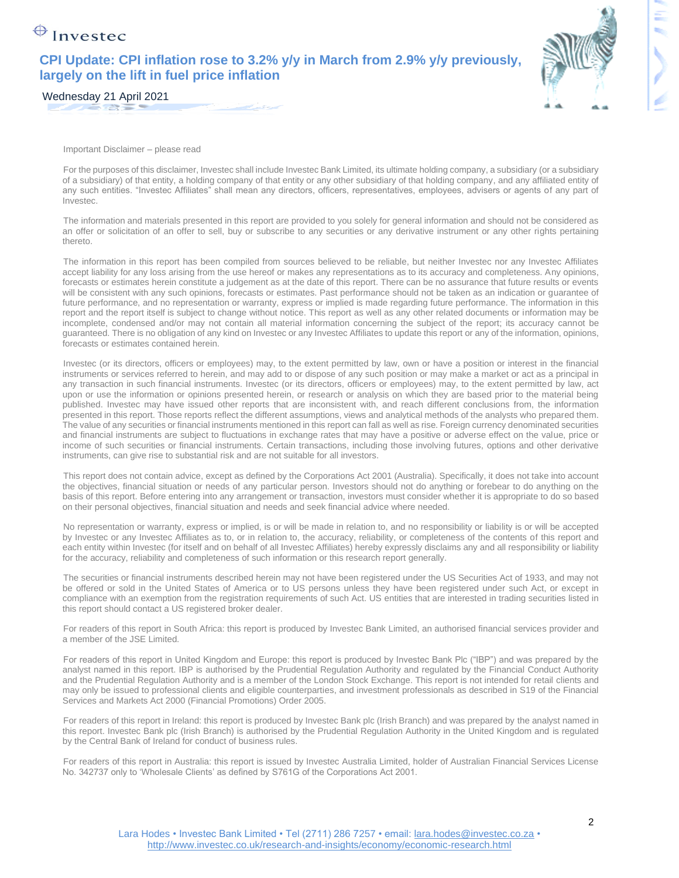Important Disclaimer – please read

For the purposes of this disclaimer, Investec shall include Investec Bank Limited, its ultimate holding company, a subsidiary (or a subsidiary of a subsidiary) of that entity, a holding company of that entity or any other subsidiary of that holding company, and any affiliated entity of any such entities. "Investec Affiliates" shall mean any directors, officers, representatives, employees, advisers or agents of any part of Investec.

The information and materials presented in this report are provided to you solely for general information and should not be considered as an offer or solicitation of an offer to sell, buy or subscribe to any securities or any derivative instrument or any other rights pertaining thereto.

The information in this report has been compiled from sources believed to be reliable, but neither Investec nor any Investec Affiliates accept liability for any loss arising from the use hereof or makes any representations as to its accuracy and completeness. Any opinions, forecasts or estimates herein constitute a judgement as at the date of this report. There can be no assurance that future results or events will be consistent with any such opinions, forecasts or estimates. Past performance should not be taken as an indication or guarantee of future performance, and no representation or warranty, express or implied is made regarding future performance. The information in this report and the report itself is subject to change without notice. This report as well as any other related documents or information may be incomplete, condensed and/or may not contain all material information concerning the subject of the report; its accuracy cannot be guaranteed. There is no obligation of any kind on Investec or any Investec Affiliates to update this report or any of the information, opinions, forecasts or estimates contained herein.

Investec (or its directors, officers or employees) may, to the extent permitted by law, own or have a position or interest in the financial instruments or services referred to herein, and may add to or dispose of any such position or may make a market or act as a principal in any transaction in such financial instruments. Investec (or its directors, officers or employees) may, to the extent permitted by law, act upon or use the information or opinions presented herein, or research or analysis on which they are based prior to the material being published. Investec may have issued other reports that are inconsistent with, and reach different conclusions from, the information presented in this report. Those reports reflect the different assumptions, views and analytical methods of the analysts who prepared them. The value of any securities or financial instruments mentioned in this report can fall as well as rise. Foreign currency denominated securities and financial instruments are subject to fluctuations in exchange rates that may have a positive or adverse effect on the value, price or income of such securities or financial instruments. Certain transactions, including those involving futures, options and other derivative instruments, can give rise to substantial risk and are not suitable for all investors.

This report does not contain advice, except as defined by the Corporations Act 2001 (Australia). Specifically, it does not take into account the objectives, financial situation or needs of any particular person. Investors should not do anything or forebear to do anything on the basis of this report. Before entering into any arrangement or transaction, investors must consider whether it is appropriate to do so based on their personal objectives, financial situation and needs and seek financial advice where needed.

No representation or warranty, express or implied, is or will be made in relation to, and no responsibility or liability is or will be accepted by Investec or any Investec Affiliates as to, or in relation to, the accuracy, reliability, or completeness of the contents of this report and each entity within Investec (for itself and on behalf of all Investec Affiliates) hereby expressly disclaims any and all responsibility or liability for the accuracy, reliability and completeness of such information or this research report generally.

The securities or financial instruments described herein may not have been registered under the US Securities Act of 1933, and may not be offered or sold in the United States of America or to US persons unless they have been registered under such Act, or except in compliance with an exemption from the registration requirements of such Act. US entities that are interested in trading securities listed in this report should contact a US registered broker dealer.

For readers of this report in South Africa: this report is produced by Investec Bank Limited, an authorised financial services provider and a member of the JSE Limited.

For readers of this report in United Kingdom and Europe: this report is produced by Investec Bank Plc ("IBP") and was prepared by the analyst named in this report. IBP is authorised by the Prudential Regulation Authority and regulated by the Financial Conduct Authority and the Prudential Regulation Authority and is a member of the London Stock Exchange. This report is not intended for retail clients and may only be issued to professional clients and eligible counterparties, and investment professionals as described in S19 of the Financial Services and Markets Act 2000 (Financial Promotions) Order 2005.

For readers of this report in Ireland: this report is produced by Investec Bank plc (Irish Branch) and was prepared by the analyst named in this report. Investec Bank plc (Irish Branch) is authorised by the Prudential Regulation Authority in the United Kingdom and is regulated by the Central Bank of Ireland for conduct of business rules.

For readers of this report in Australia: this report is issued by Investec Australia Limited, holder of Australian Financial Services License No. 342737 only to 'Wholesale Clients' as defined by S761G of the Corporations Act 2001.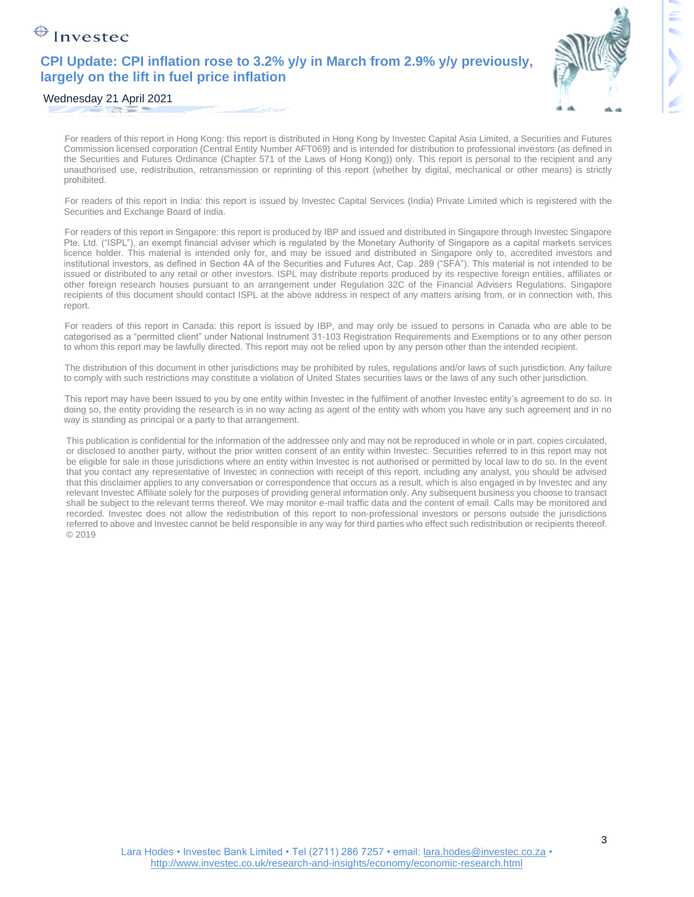For readers of this report in Hong Kong: this report is distributed in Hong Kong by Investec Capital Asia Limited, a Securities and Futures Commission licensed corporation (Central Entity Number AFT069) and is intended for distribution to professional investors (as defined in the Securities and Futures Ordinance (Chapter 571 of the Laws of Hong Kong)) only. This report is personal to the recipient and any unauthorised use, redistribution, retransmission or reprinting of this report (whether by digital, mechanical or other means) is strictly prohibited.

For readers of this report in India: this report is issued by Investec Capital Services (India) Private Limited which is registered with the Securities and Exchange Board of India.

For readers of this report in Singapore: this report is produced by IBP and issued and distributed in Singapore through Investec Singapore Pte. Ltd. ("ISPL"), an exempt financial adviser which is regulated by the Monetary Authority of Singapore as a capital markets services licence holder. This material is intended only for, and may be issued and distributed in Singapore only to, accredited investors and institutional investors, as defined in Section 4A of the Securities and Futures Act, Cap. 289 ("SFA"). This material is not intended to be issued or distributed to any retail or other investors. ISPL may distribute reports produced by its respective foreign entities, affiliates or other foreign research houses pursuant to an arrangement under Regulation 32C of the Financial Advisers Regulations. Singapore recipients of this document should contact ISPL at the above address in respect of any matters arising from, or in connection with, this report.

For readers of this report in Canada: this report is issued by IBP, and may only be issued to persons in Canada who are able to be categorised as a "permitted client" under National Instrument 31-103 Registration Requirements and Exemptions or to any other person to whom this report may be lawfully directed. This report may not be relied upon by any person other than the intended recipient.

The distribution of this document in other jurisdictions may be prohibited by rules, regulations and/or laws of such jurisdiction. Any failure to comply with such restrictions may constitute a violation of United States securities laws or the laws of any such other jurisdiction.

This report may have been issued to you by one entity within Investec in the fulfilment of another Investec entity's agreement to do so. In doing so, the entity providing the research is in no way acting as agent of the entity with whom you have any such agreement and in no way is standing as principal or a party to that arrangement.

This publication is confidential for the information of the addressee only and may not be reproduced in whole or in part, copies circulated, or disclosed to another party, without the prior written consent of an entity within Investec. Securities referred to in this report may not be eligible for sale in those jurisdictions where an entity within Investec is not authorised or permitted by local law to do so. In the event that you contact any representative of Investec in connection with receipt of this report, including any analyst, you should be advised that this disclaimer applies to any conversation or correspondence that occurs as a result, which is also engaged in by Investec and any relevant Investec Affiliate solely for the purposes of providing general information only. Any subsequent business you choose to transact shall be subject to the relevant terms thereof. We may monitor e-mail traffic data and the content of email. Calls may be monitored and recorded. Investec does not allow the redistribution of this report to non-professional investors or persons outside the jurisdictions referred to above and Investec cannot be held responsible in any way for third parties who effect such redistribution or recipients thereof.
© 2019